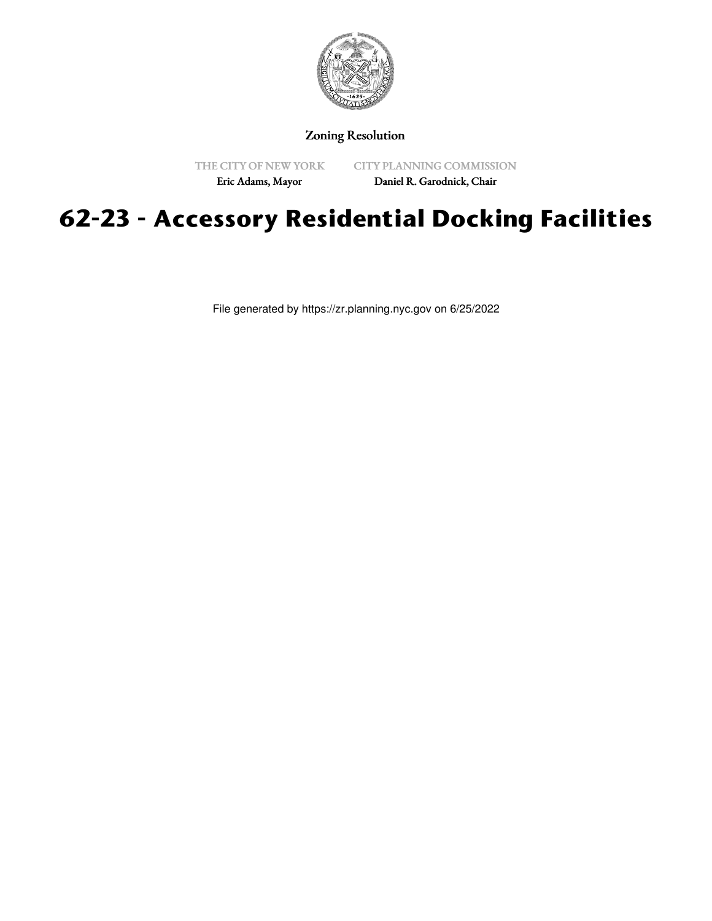Zoning Resolution

THE CITY OF NEW YORK
Eric Adams, Mayor

CITY PLANNING COMMISSION
Daniel R. Garodnick, Chair

# 62-23 - Accessory Residential Docking Facilities

File generated by https://zr.planning.nyc.gov on 6/25/2022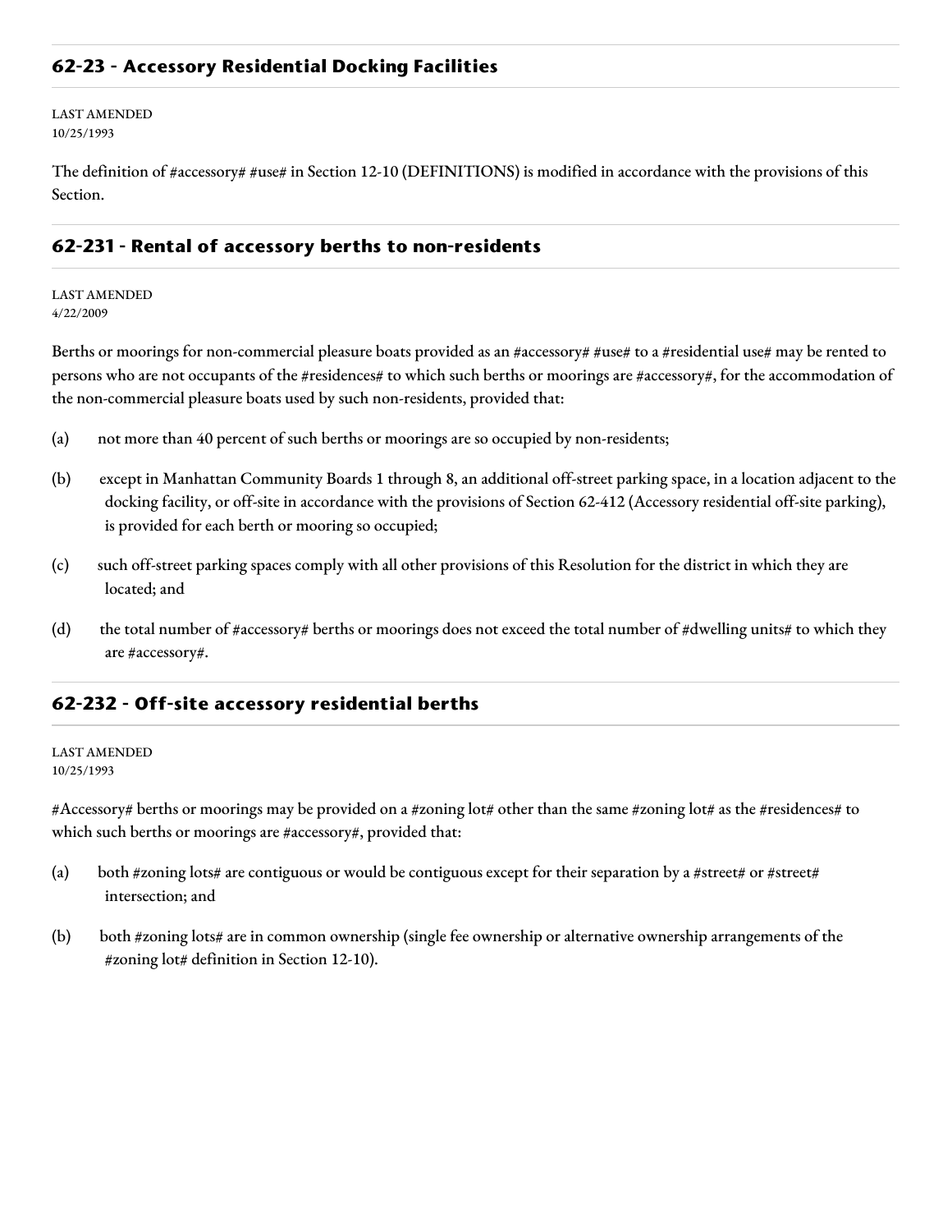## 62-23 - Accessory Residential Docking Facilities

LAST AMENDED
10/25/1993

The definition of #accessory# #use# in Section 12-10 (DEFINITIONS) is modified in accordance with the provisions of this Section.

## 62-231 - Rental of accessory berths to non-residents

LAST AMENDED
4/22/2009

Berths or moorings for non-commercial pleasure boats provided as an #accessory# #use# to a #residential use# may be rented to persons who are not occupants of the #residences# to which such berths or moorings are #accessory#, for the accommodation of the non-commercial pleasure boats used by such non-residents, provided that:

(a) not more than 40 percent of such berths or moorings are so occupied by non-residents;

(b) except in Manhattan Community Boards 1 through 8, an additional off-street parking space, in a location adjacent to the docking facility, or off-site in accordance with the provisions of Section 62-412 (Accessory residential off-site parking), is provided for each berth or mooring so occupied;

(c) such off-street parking spaces comply with all other provisions of this Resolution for the district in which they are located; and

(d) the total number of #accessory# berths or moorings does not exceed the total number of #dwelling units# to which they are #accessory#.

## 62-232 - Off-site accessory residential berths

LAST AMENDED
10/25/1993

#Accessory# berths or moorings may be provided on a #zoning lot# other than the same #zoning lot# as the #residences# to which such berths or moorings are #accessory#, provided that:

(a) both #zoning lots# are contiguous or would be contiguous except for their separation by a #street# or #street# intersection; and

(b) both #zoning lots# are in common ownership (single fee ownership or alternative ownership arrangements of the #zoning lot# definition in Section 12-10).